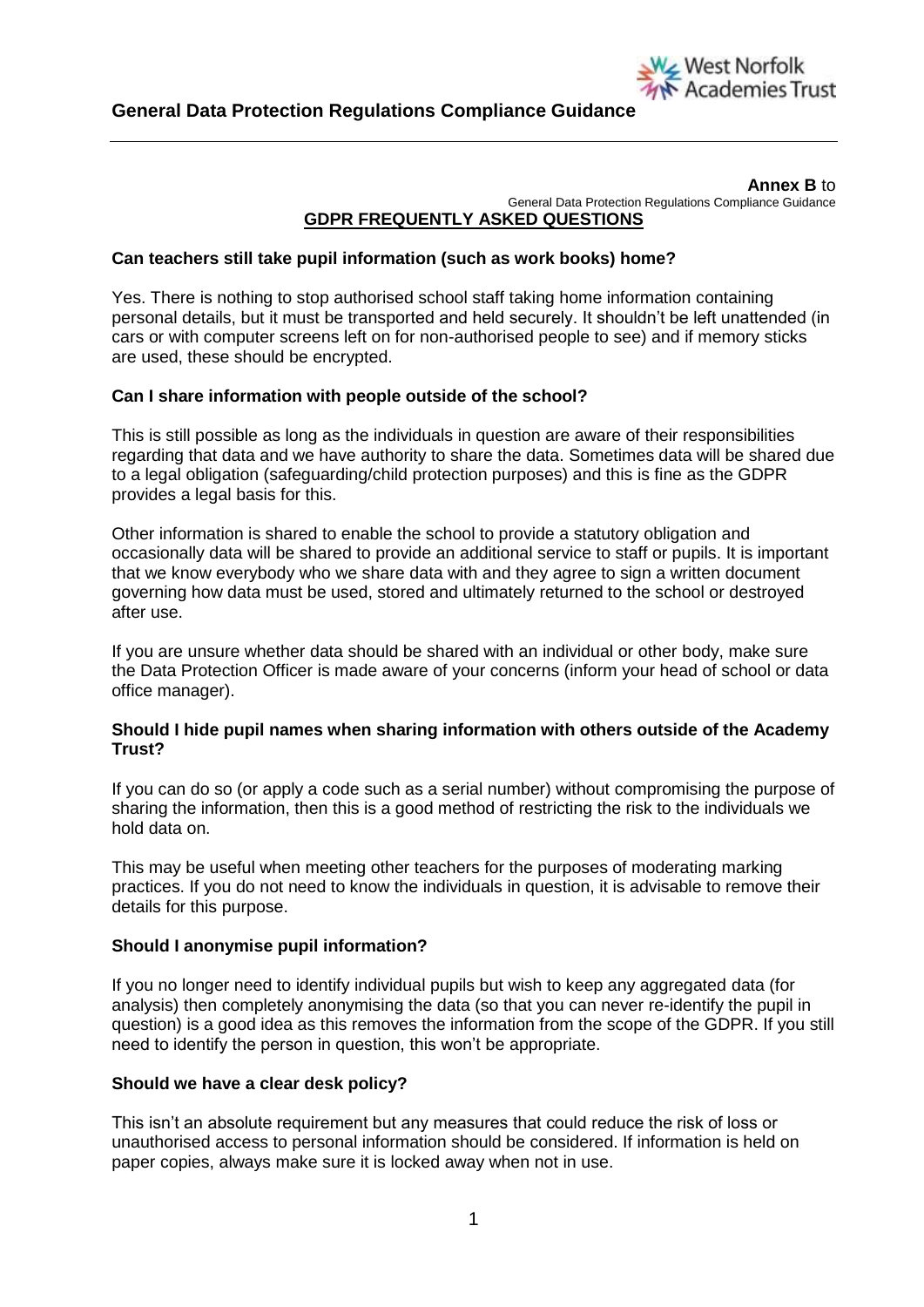**Annex B** to
General Data Protection Regulations Compliance Guidance

## GDPR FREQUENTLY ASKED QUESTIONS

### Can teachers still take pupil information (such as work books) home?

Yes. There is nothing to stop authorised school staff taking home information containing personal details, but it must be transported and held securely. It shouldn't be left unattended (in cars or with computer screens left on for non-authorised people to see) and if memory sticks are used, these should be encrypted.

### Can I share information with people outside of the school?

This is still possible as long as the individuals in question are aware of their responsibilities regarding that data and we have authority to share the data. Sometimes data will be shared due to a legal obligation (safeguarding/child protection purposes) and this is fine as the GDPR provides a legal basis for this.

Other information is shared to enable the school to provide a statutory obligation and occasionally data will be shared to provide an additional service to staff or pupils. It is important that we know everybody who we share data with and they agree to sign a written document governing how data must be used, stored and ultimately returned to the school or destroyed after use.

If you are unsure whether data should be shared with an individual or other body, make sure the Data Protection Officer is made aware of your concerns (inform your head of school or data office manager).

### Should I hide pupil names when sharing information with others outside of the Academy Trust?

If you can do so (or apply a code such as a serial number) without compromising the purpose of sharing the information, then this is a good method of restricting the risk to the individuals we hold data on.

This may be useful when meeting other teachers for the purposes of moderating marking practices. If you do not need to know the individuals in question, it is advisable to remove their details for this purpose.

### Should I anonymise pupil information?

If you no longer need to identify individual pupils but wish to keep any aggregated data (for analysis) then completely anonymising the data (so that you can never re-identify the pupil in question) is a good idea as this removes the information from the scope of the GDPR. If you still need to identify the person in question, this won't be appropriate.

### Should we have a clear desk policy?

This isn't an absolute requirement but any measures that could reduce the risk of loss or unauthorised access to personal information should be considered. If information is held on paper copies, always make sure it is locked away when not in use.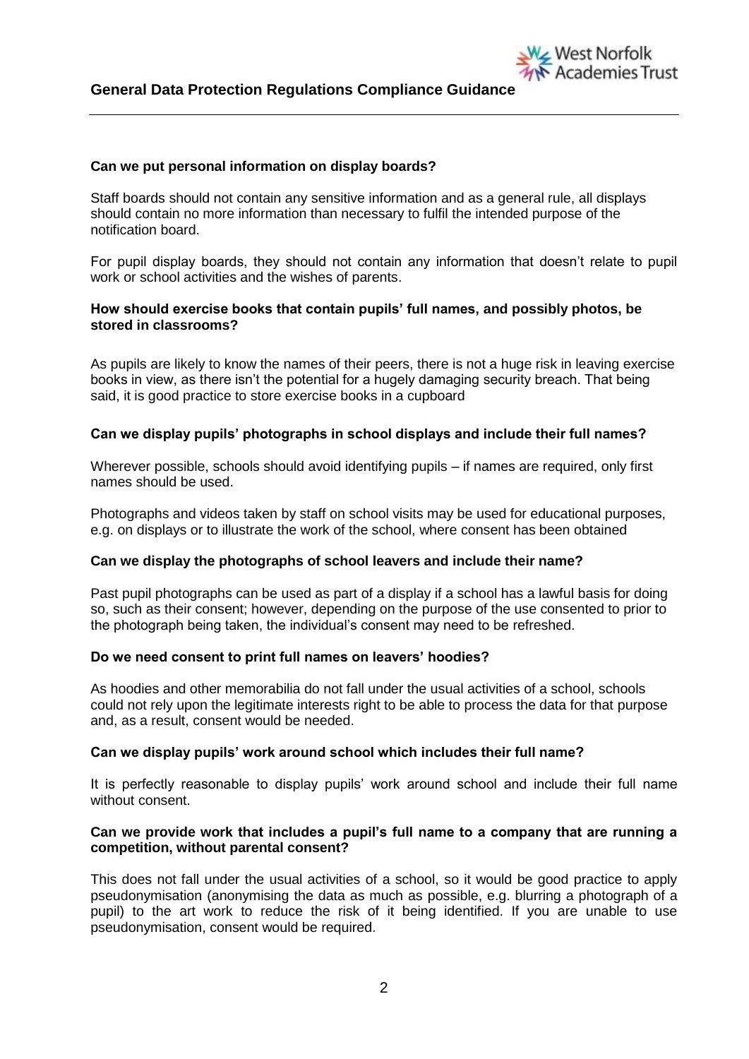**Can we put personal information on display boards?**

Staff boards should not contain any sensitive information and as a general rule, all displays should contain no more information than necessary to fulfil the intended purpose of the notification board.

For pupil display boards, they should not contain any information that doesn't relate to pupil work or school activities and the wishes of parents.

**How should exercise books that contain pupils' full names, and possibly photos, be stored in classrooms?**

As pupils are likely to know the names of their peers, there is not a huge risk in leaving exercise books in view, as there isn't the potential for a hugely damaging security breach. That being said, it is good practice to store exercise books in a cupboard

**Can we display pupils' photographs in school displays and include their full names?**

Wherever possible, schools should avoid identifying pupils – if names are required, only first names should be used.

Photographs and videos taken by staff on school visits may be used for educational purposes, e.g. on displays or to illustrate the work of the school, where consent has been obtained

**Can we display the photographs of school leavers and include their name?**

Past pupil photographs can be used as part of a display if a school has a lawful basis for doing so, such as their consent; however, depending on the purpose of the use consented to prior to the photograph being taken, the individual's consent may need to be refreshed.

**Do we need consent to print full names on leavers' hoodies?**

As hoodies and other memorabilia do not fall under the usual activities of a school, schools could not rely upon the legitimate interests right to be able to process the data for that purpose and, as a result, consent would be needed.

**Can we display pupils' work around school which includes their full name?**

It is perfectly reasonable to display pupils' work around school and include their full name without consent.

**Can we provide work that includes a pupil's full name to a company that are running a competition, without parental consent?**

This does not fall under the usual activities of a school, so it would be good practice to apply pseudonymisation (anonymising the data as much as possible, e.g. blurring a photograph of a pupil) to the art work to reduce the risk of it being identified. If you are unable to use pseudonymisation, consent would be required.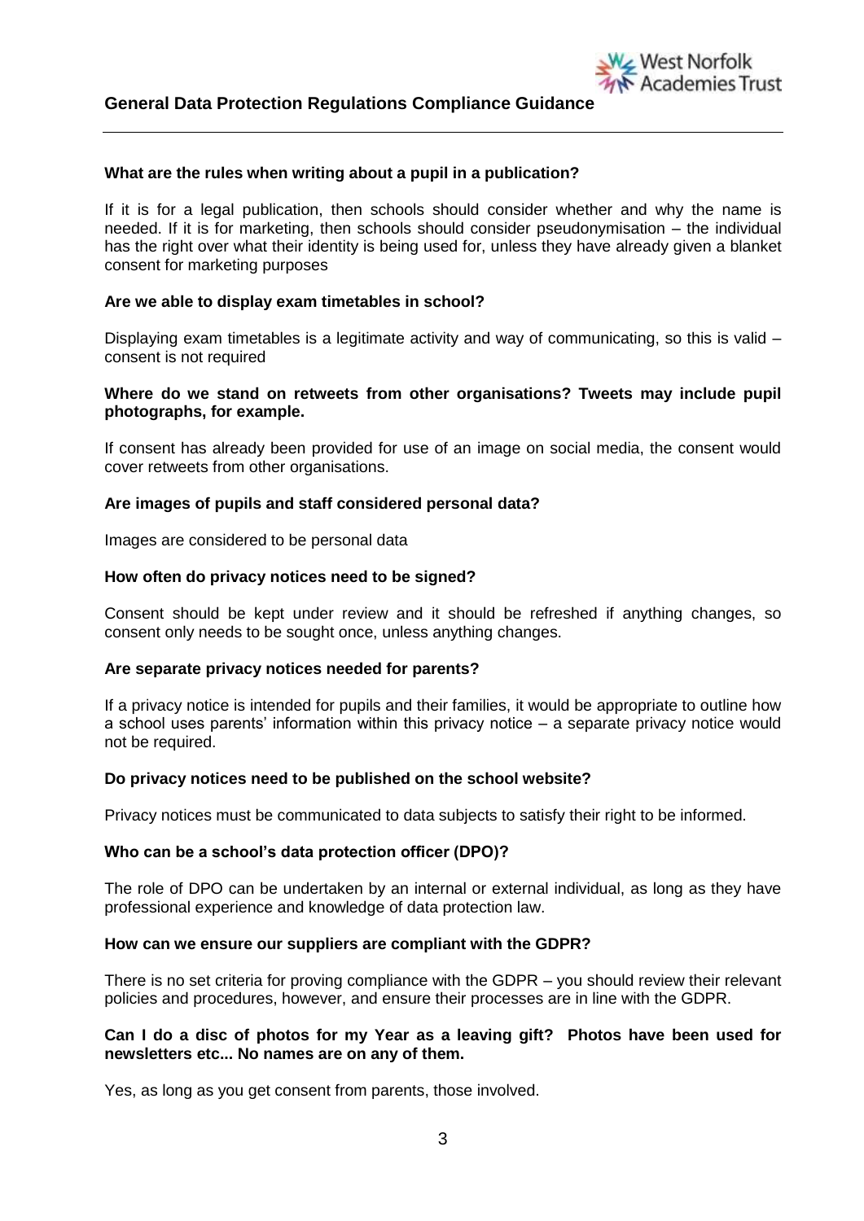**What are the rules when writing about a pupil in a publication?**

If it is for a legal publication, then schools should consider whether and why the name is needed. If it is for marketing, then schools should consider pseudonymisation – the individual has the right over what their identity is being used for, unless they have already given a blanket consent for marketing purposes

**Are we able to display exam timetables in school?**

Displaying exam timetables is a legitimate activity and way of communicating, so this is valid – consent is not required

**Where do we stand on retweets from other organisations? Tweets may include pupil photographs, for example.**

If consent has already been provided for use of an image on social media, the consent would cover retweets from other organisations.

**Are images of pupils and staff considered personal data?**

Images are considered to be personal data

**How often do privacy notices need to be signed?**

Consent should be kept under review and it should be refreshed if anything changes, so consent only needs to be sought once, unless anything changes.

**Are separate privacy notices needed for parents?**

If a privacy notice is intended for pupils and their families, it would be appropriate to outline how a school uses parents' information within this privacy notice – a separate privacy notice would not be required.

**Do privacy notices need to be published on the school website?**

Privacy notices must be communicated to data subjects to satisfy their right to be informed.

**Who can be a school's data protection officer (DPO)?**

The role of DPO can be undertaken by an internal or external individual, as long as they have professional experience and knowledge of data protection law.

**How can we ensure our suppliers are compliant with the GDPR?**

There is no set criteria for proving compliance with the GDPR – you should review their relevant policies and procedures, however, and ensure their processes are in line with the GDPR.

**Can I do a disc of photos for my Year as a leaving gift? Photos have been used for newsletters etc... No names are on any of them.**

Yes, as long as you get consent from parents, those involved.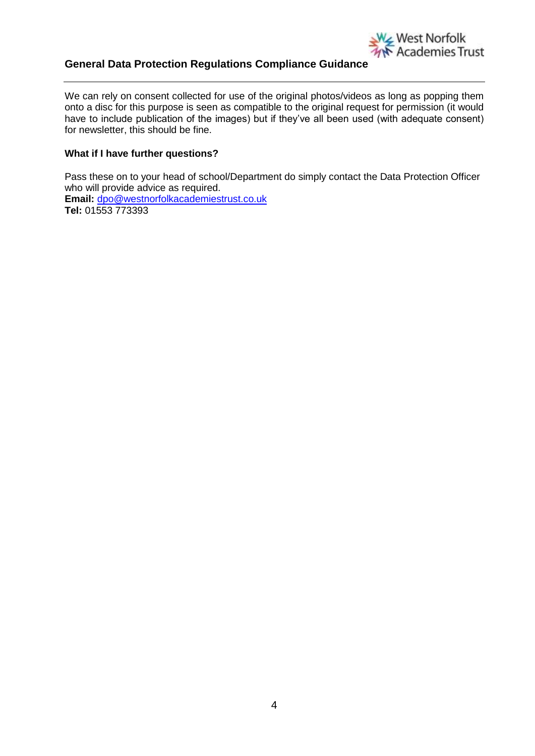We can rely on consent collected for use of the original photos/videos as long as popping them onto a disc for this purpose is seen as compatible to the original request for permission (it would have to include publication of the images) but if they've all been used (with adequate consent) for newsletter, this should be fine.

**What if I have further questions?**

Pass these on to your head of school/Department do simply contact the Data Protection Officer who will provide advice as required.
**Email:** dpo@westnorfolkacademiestrust.co.uk
**Tel:** 01553 773393